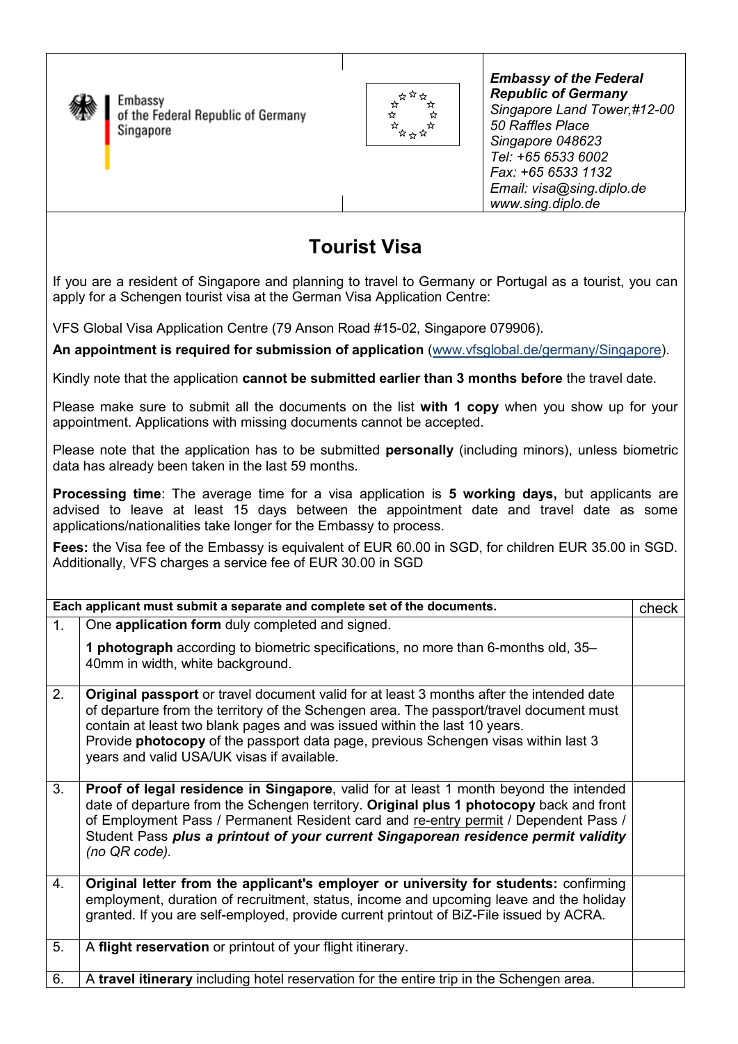Embassy
of the Federal Republic of Germany
Singapore

***Embassy of the Federal Republic of Germany***
*Singapore Land Tower,#12-00*
*50 Raffles Place*
*Singapore 048623*
*Tel: +65 6533 6002*
*Fax: +65 6533 1132*
*Email: visa@sing.diplo.de*
*www.sing.diplo.de*

# Tourist Visa

If you are a resident of Singapore and planning to travel to Germany or Portugal as a tourist, you can apply for a Schengen tourist visa at the German Visa Application Centre:

VFS Global Visa Application Centre (79 Anson Road #15-02, Singapore 079906).

**An appointment is required for submission of application** (www.vfsglobal.de/germany/Singapore).

Kindly note that the application **cannot be submitted earlier than 3 months before** the travel date.

Please make sure to submit all the documents on the list **with 1 copy** when you show up for your appointment. Applications with missing documents cannot be accepted.

Please note that the application has to be submitted **personally** (including minors), unless biometric data has already been taken in the last 59 months.

**Processing time**: The average time for a visa application is **5 working days,** but applicants are advised to leave at least 15 days between the appointment date and travel date as some applications/nationalities take longer for the Embassy to process.

**Fees:** the Visa fee of the Embassy is equivalent of EUR 60.00 in SGD, for children EUR 35.00 in SGD. Additionally, VFS charges a service fee of EUR 30.00 in SGD

| **Each applicant must submit a separate and complete set of the documents.** | | check |
|---|---|---|
| 1. | One **application form** duly completed and signed.<br><br>**1 photograph** according to biometric specifications, no more than 6-months old, 35–40mm in width, white background. | |
| 2. | **Original passport** or travel document valid for at least 3 months after the intended date of departure from the territory of the Schengen area. The passport/travel document must contain at least two blank pages and was issued within the last 10 years.<br>Provide **photocopy** of the passport data page, previous Schengen visas within last 3 years and valid USA/UK visas if available. | |
| 3. | **Proof of legal residence in Singapore**, valid for at least 1 month beyond the intended date of departure from the Schengen territory. **Original plus 1 photocopy** back and front of Employment Pass / Permanent Resident card and re-entry permit / Dependent Pass / Student Pass ***plus a printout of your current Singaporean residence permit validity*** *(no QR code).* | |
| 4. | **Original letter from the applicant's employer or university for students:** confirming employment, duration of recruitment, status, income and upcoming leave and the holiday granted. If you are self-employed, provide current printout of BiZ-File issued by ACRA. | |
| 5. | A **flight reservation** or printout of your flight itinerary. | |
| 6. | A **travel itinerary** including hotel reservation for the entire trip in the Schengen area. | |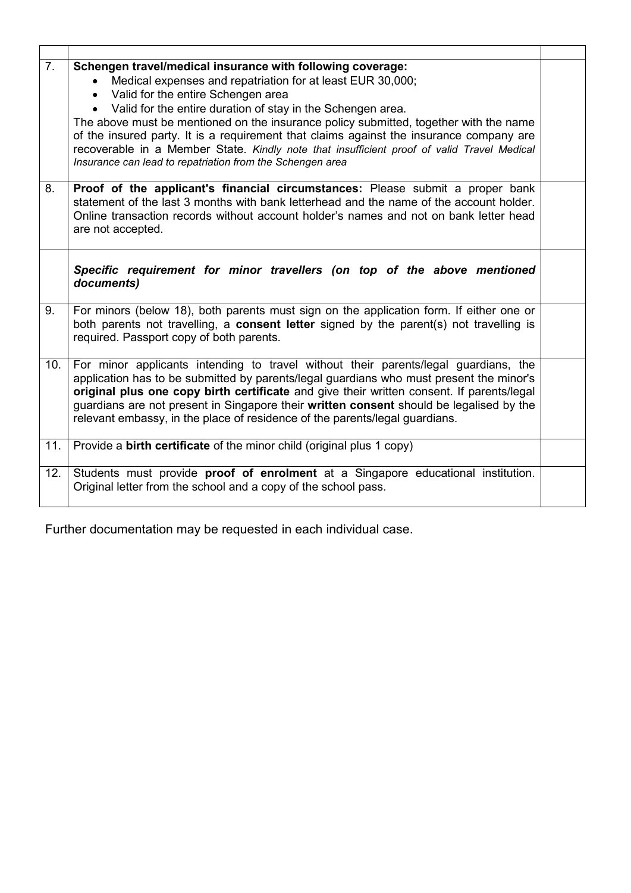| | | |
|---|---|---|
| | | |
| 7. | **Schengen travel/medical insurance with following coverage:**<br>• Medical expenses and repatriation for at least EUR 30,000;<br>• Valid for the entire Schengen area<br>• Valid for the entire duration of stay in the Schengen area.<br>The above must be mentioned on the insurance policy submitted, together with the name of the insured party. It is a requirement that claims against the insurance company are recoverable in a Member State. *Kindly note that insufficient proof of valid Travel Medical Insurance can lead to repatriation from the Schengen area* | |
| 8. | **Proof of the applicant's financial circumstances:** Please submit a proper bank statement of the last 3 months with bank letterhead and the name of the account holder. Online transaction records without account holder's names and not on bank letter head are not accepted. | |
| | ***Specific requirement for minor travellers (on top of the above mentioned documents)*** | |
| 9. | For minors (below 18), both parents must sign on the application form. If either one or both parents not travelling, a **consent letter** signed by the parent(s) not travelling is required. Passport copy of both parents. | |
| 10. | For minor applicants intending to travel without their parents/legal guardians, the application has to be submitted by parents/legal guardians who must present the minor's **original plus one copy birth certificate** and give their written consent. If parents/legal guardians are not present in Singapore their **written consent** should be legalised by the relevant embassy, in the place of residence of the parents/legal guardians. | |
| 11. | Provide a **birth certificate** of the minor child (original plus 1 copy) | |
| 12. | Students must provide **proof of enrolment** at a Singapore educational institution. Original letter from the school and a copy of the school pass. | |

Further documentation may be requested in each individual case.